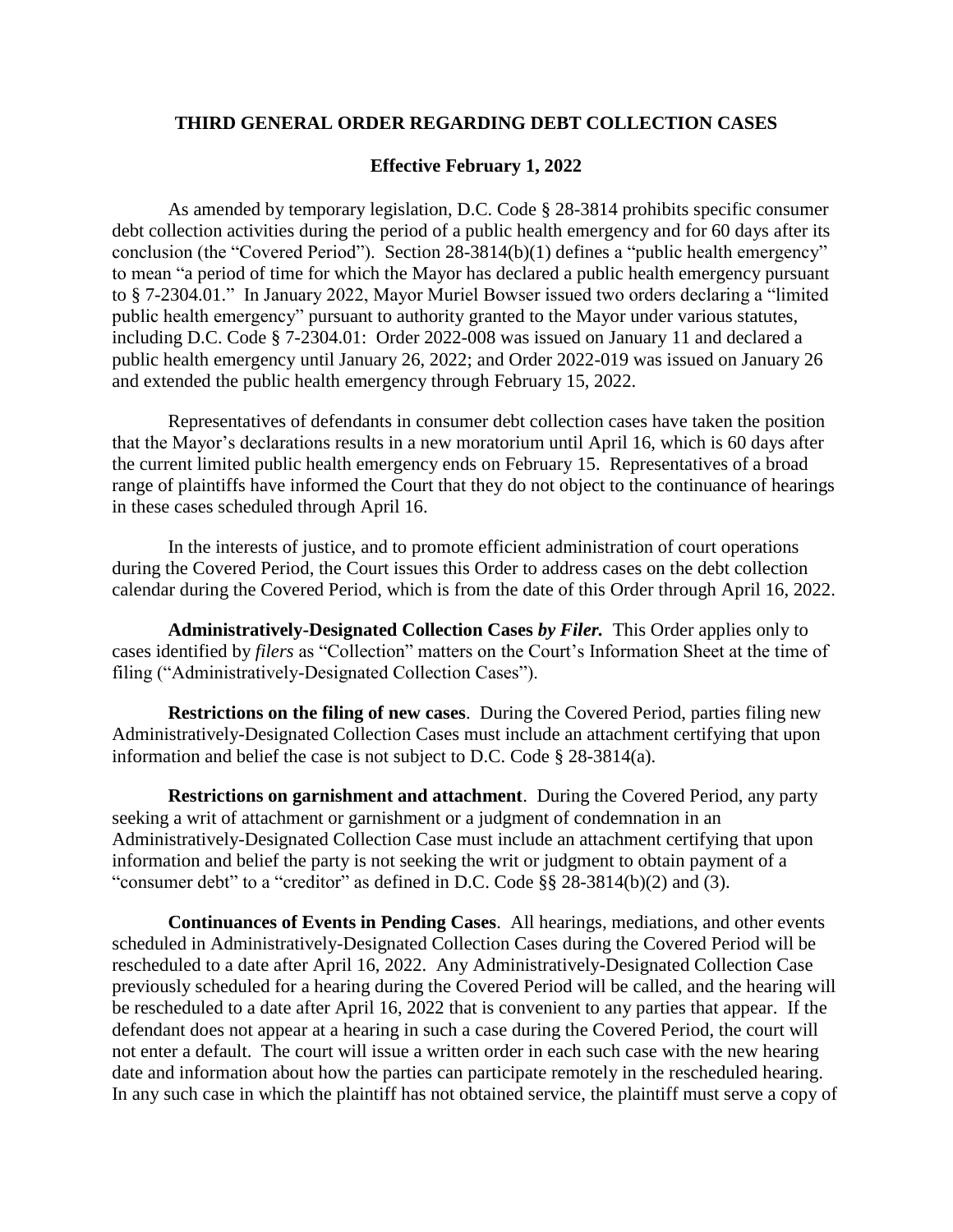## THIRD GENERAL ORDER REGARDING DEBT COLLECTION CASES

### Effective February 1, 2022

As amended by temporary legislation, D.C. Code § 28-3814 prohibits specific consumer debt collection activities during the period of a public health emergency and for 60 days after its conclusion (the "Covered Period"). Section 28-3814(b)(1) defines a "public health emergency" to mean "a period of time for which the Mayor has declared a public health emergency pursuant to § 7-2304.01." In January 2022, Mayor Muriel Bowser issued two orders declaring a "limited public health emergency" pursuant to authority granted to the Mayor under various statutes, including D.C. Code § 7-2304.01: Order 2022-008 was issued on January 11 and declared a public health emergency until January 26, 2022; and Order 2022-019 was issued on January 26 and extended the public health emergency through February 15, 2022.

Representatives of defendants in consumer debt collection cases have taken the position that the Mayor's declarations results in a new moratorium until April 16, which is 60 days after the current limited public health emergency ends on February 15. Representatives of a broad range of plaintiffs have informed the Court that they do not object to the continuance of hearings in these cases scheduled through April 16.

In the interests of justice, and to promote efficient administration of court operations during the Covered Period, the Court issues this Order to address cases on the debt collection calendar during the Covered Period, which is from the date of this Order through April 16, 2022.

**Administratively-Designated Collection Cases *by Filer.*** This Order applies only to cases identified by *filers* as "Collection" matters on the Court's Information Sheet at the time of filing ("Administratively-Designated Collection Cases").

**Restrictions on the filing of new cases**. During the Covered Period, parties filing new Administratively-Designated Collection Cases must include an attachment certifying that upon information and belief the case is not subject to D.C. Code § 28-3814(a).

**Restrictions on garnishment and attachment**. During the Covered Period, any party seeking a writ of attachment or garnishment or a judgment of condemnation in an Administratively-Designated Collection Case must include an attachment certifying that upon information and belief the party is not seeking the writ or judgment to obtain payment of a "consumer debt" to a "creditor" as defined in D.C. Code §§ 28-3814(b)(2) and (3).

**Continuances of Events in Pending Cases**. All hearings, mediations, and other events scheduled in Administratively-Designated Collection Cases during the Covered Period will be rescheduled to a date after April 16, 2022. Any Administratively-Designated Collection Case previously scheduled for a hearing during the Covered Period will be called, and the hearing will be rescheduled to a date after April 16, 2022 that is convenient to any parties that appear. If the defendant does not appear at a hearing in such a case during the Covered Period, the court will not enter a default. The court will issue a written order in each such case with the new hearing date and information about how the parties can participate remotely in the rescheduled hearing. In any such case in which the plaintiff has not obtained service, the plaintiff must serve a copy of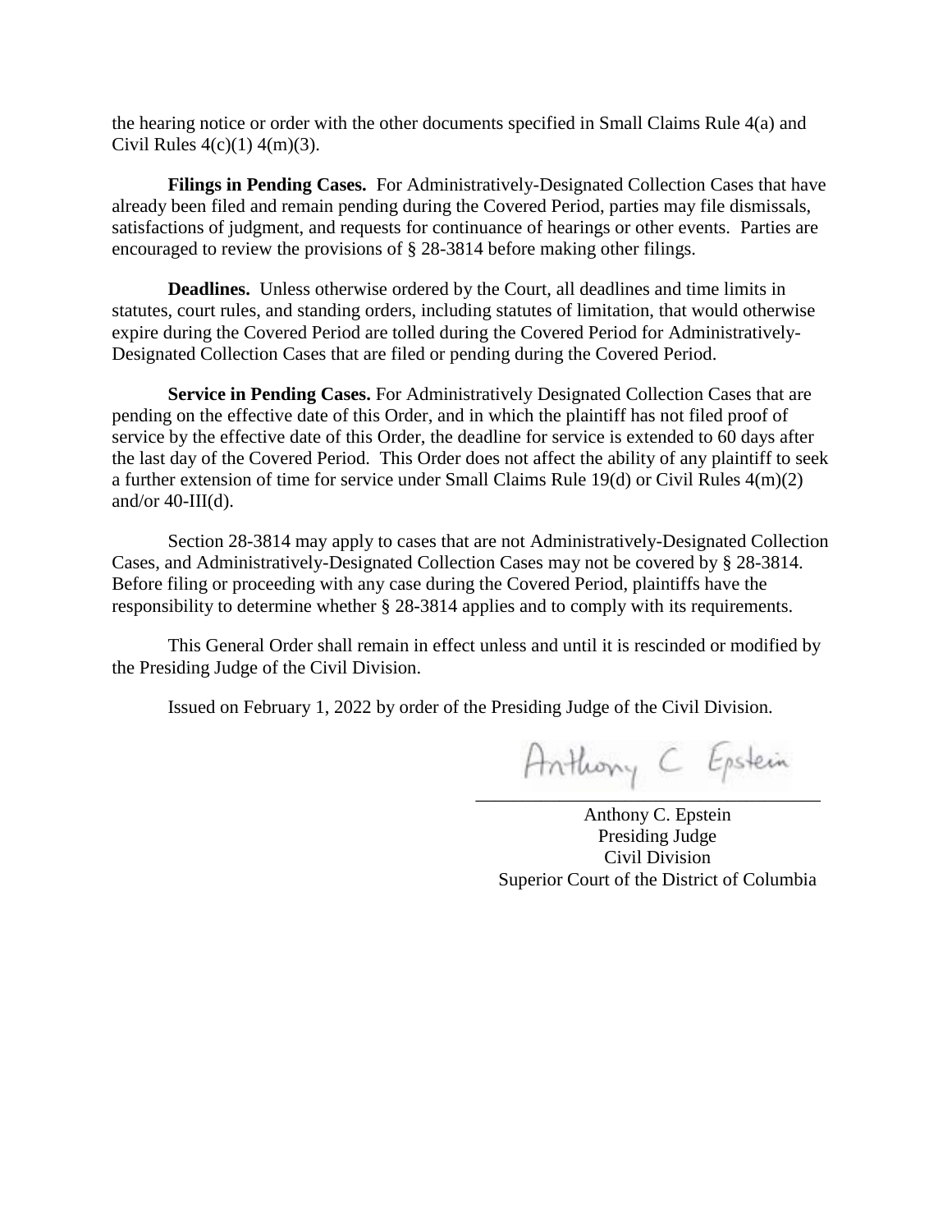the hearing notice or order with the other documents specified in Small Claims Rule 4(a) and Civil Rules 4(c)(1) 4(m)(3).

**Filings in Pending Cases.** For Administratively-Designated Collection Cases that have already been filed and remain pending during the Covered Period, parties may file dismissals, satisfactions of judgment, and requests for continuance of hearings or other events. Parties are encouraged to review the provisions of § 28-3814 before making other filings.

**Deadlines.** Unless otherwise ordered by the Court, all deadlines and time limits in statutes, court rules, and standing orders, including statutes of limitation, that would otherwise expire during the Covered Period are tolled during the Covered Period for Administratively-Designated Collection Cases that are filed or pending during the Covered Period.

**Service in Pending Cases.** For Administratively Designated Collection Cases that are pending on the effective date of this Order, and in which the plaintiff has not filed proof of service by the effective date of this Order, the deadline for service is extended to 60 days after the last day of the Covered Period. This Order does not affect the ability of any plaintiff to seek a further extension of time for service under Small Claims Rule 19(d) or Civil Rules 4(m)(2) and/or 40-III(d).

Section 28-3814 may apply to cases that are not Administratively-Designated Collection Cases, and Administratively-Designated Collection Cases may not be covered by § 28-3814. Before filing or proceeding with any case during the Covered Period, plaintiffs have the responsibility to determine whether § 28-3814 applies and to comply with its requirements.

This General Order shall remain in effect unless and until it is rescinded or modified by the Presiding Judge of the Civil Division.

Issued on February 1, 2022 by order of the Presiding Judge of the Civil Division.

Anthony C Epstein
\_\_\_\_\_\_\_\_\_\_\_\_\_\_\_\_\_\_\_\_\_\_\_\_\_\_\_\_\_\_\_\_\_\_\_\_\_\_
Anthony C. Epstein
Presiding Judge
Civil Division
Superior Court of the District of Columbia